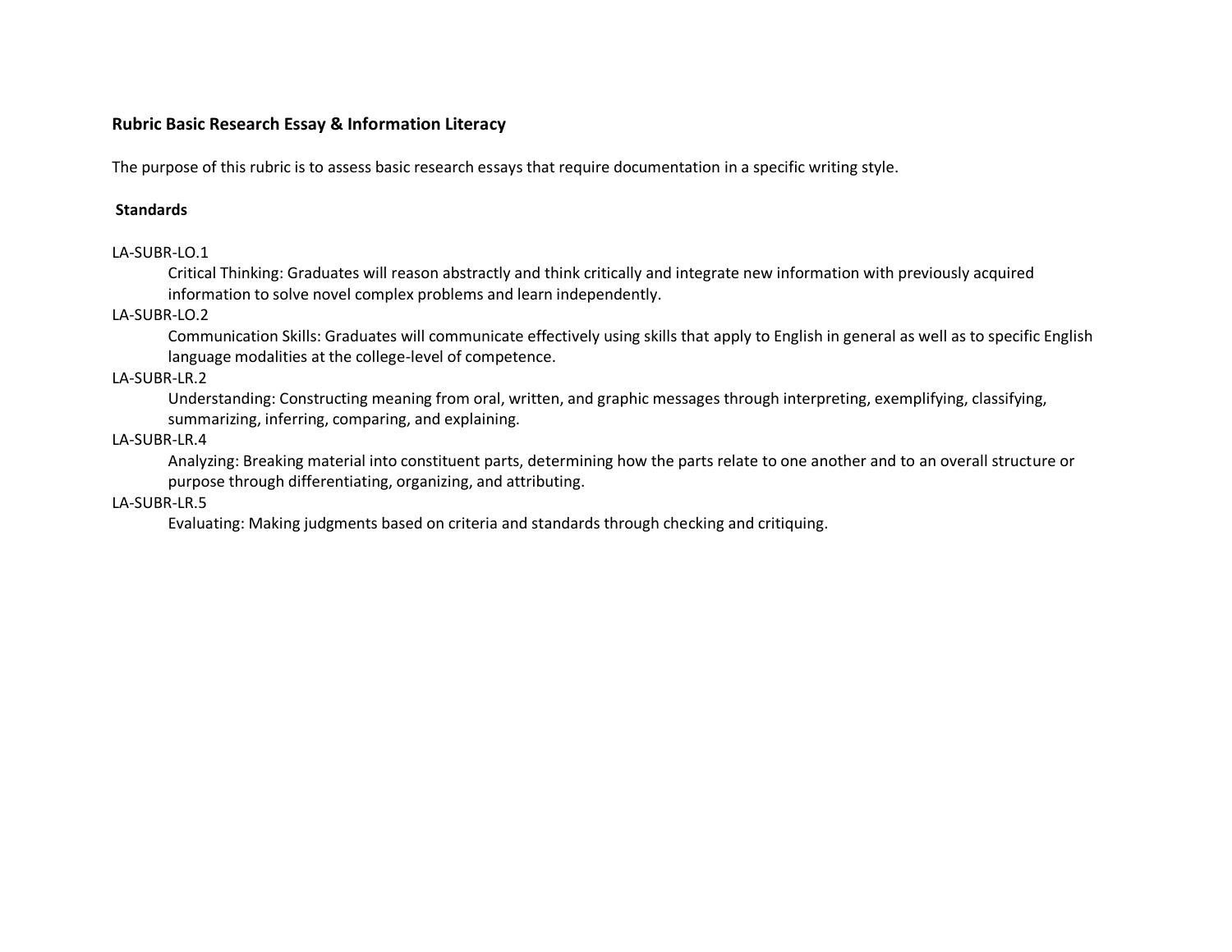# Rubric Basic Research Essay & Information Literacy

The purpose of this rubric is to assess basic research essays that require documentation in a specific writing style.

## Standards

LA-SUBR-LO.1

> Critical Thinking: Graduates will reason abstractly and think critically and integrate new information with previously acquired information to solve novel complex problems and learn independently.

LA-SUBR-LO.2

> Communication Skills: Graduates will communicate effectively using skills that apply to English in general as well as to specific English language modalities at the college-level of competence.

LA-SUBR-LR.2

> Understanding: Constructing meaning from oral, written, and graphic messages through interpreting, exemplifying, classifying, summarizing, inferring, comparing, and explaining.

LA-SUBR-LR.4

> Analyzing: Breaking material into constituent parts, determining how the parts relate to one another and to an overall structure or purpose through differentiating, organizing, and attributing.

LA-SUBR-LR.5

> Evaluating: Making judgments based on criteria and standards through checking and critiquing.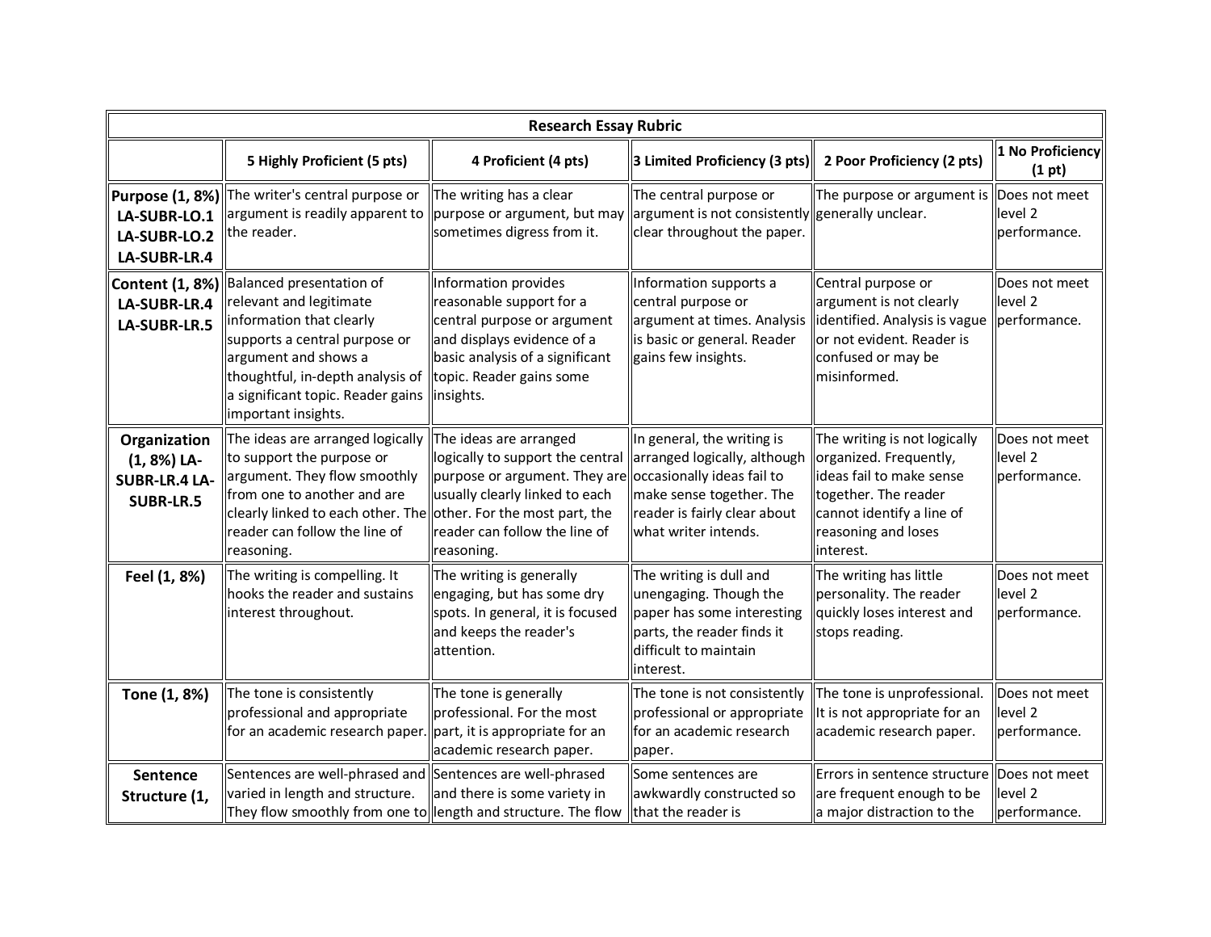| Research Essay Rubric | | | | | |
|---|---|---|---|---|---|
| | **5 Highly Proficient (5 pts)** | **4 Proficient (4 pts)** | **3 Limited Proficiency (3 pts)** | **2 Poor Proficiency (2 pts)** | **1 No Proficiency (1 pt)** |
| **Purpose (1, 8%) LA-SUBR-LO.1 LA-SUBR-LO.2 LA-SUBR-LR.4** | The writer's central purpose or argument is readily apparent to the reader. | The writing has a clear purpose or argument, but may sometimes digress from it. | The central purpose or argument is not consistently clear throughout the paper. | The purpose or argument is generally unclear. | Does not meet level 2 performance. |
| **Content (1, 8%) LA-SUBR-LR.4 LA-SUBR-LR.5** | Balanced presentation of relevant and legitimate information that clearly supports a central purpose or argument and shows a thoughtful, in-depth analysis of a significant topic. Reader gains important insights. | Information provides reasonable support for a central purpose or argument and displays evidence of a basic analysis of a significant topic. Reader gains some insights. | Information supports a central purpose or argument at times. Analysis is basic or general. Reader gains few insights. | Central purpose or argument is not clearly identified. Analysis is vague or not evident. Reader is confused or may be misinformed. | Does not meet level 2 performance. |
| **Organization (1, 8%) LA-SUBR-LR.4 LA-SUBR-LR.5** | The ideas are arranged logically to support the purpose or argument. They flow smoothly from one to another and are clearly linked to each other. The reader can follow the line of reasoning. | The ideas are arranged logically to support the central purpose or argument. They are usually clearly linked to each other. For the most part, the reader can follow the line of reasoning. | In general, the writing is arranged logically, although occasionally ideas fail to make sense together. The reader is fairly clear about what writer intends. | The writing is not logically organized. Frequently, ideas fail to make sense together. The reader cannot identify a line of reasoning and loses interest. | Does not meet level 2 performance. |
| **Feel (1, 8%)** | The writing is compelling. It hooks the reader and sustains interest throughout. | The writing is generally engaging, but has some dry spots. In general, it is focused and keeps the reader's attention. | The writing is dull and unengaging. Though the paper has some interesting parts, the reader finds it difficult to maintain interest. | The writing has little personality. The reader quickly loses interest and stops reading. | Does not meet level 2 performance. |
| **Tone (1, 8%)** | The tone is consistently professional and appropriate for an academic research paper. | The tone is generally professional. For the most part, it is appropriate for an academic research paper. | The tone is not consistently professional or appropriate for an academic research paper. | The tone is unprofessional. It is not appropriate for an academic research paper. | Does not meet level 2 performance. |
| **Sentence Structure (1,** | Sentences are well-phrased and varied in length and structure. They flow smoothly from one to | Sentences are well-phrased and there is some variety in length and structure. The flow | Some sentences are awkwardly constructed so that the reader is | Errors in sentence structure are frequent enough to be a major distraction to the | Does not meet level 2 performance. |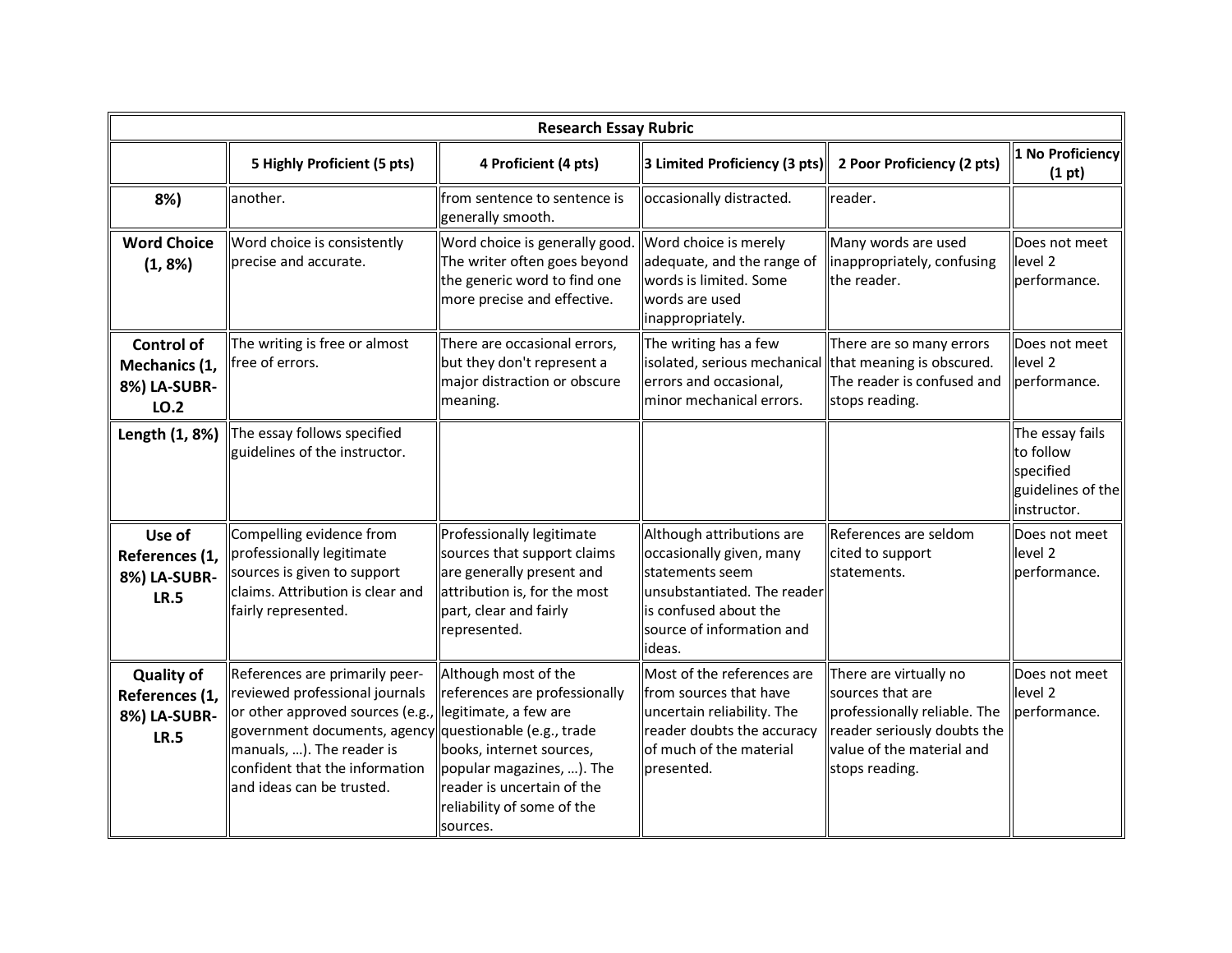| Research Essay Rubric | | | | | |
|---|---|---|---|---|---|
| | **5 Highly Proficient (5 pts)** | **4 Proficient (4 pts)** | **3 Limited Proficiency (3 pts)** | **2 Poor Proficiency (2 pts)** | **1 No Proficiency (1 pt)** |
| **8%)** | another. | from sentence to sentence is generally smooth. | occasionally distracted. | reader. | |
| **Word Choice (1, 8%)** | Word choice is consistently precise and accurate. | Word choice is generally good. The writer often goes beyond the generic word to find one more precise and effective. | Word choice is merely adequate, and the range of words is limited. Some words are used inappropriately. | Many words are used inappropriately, confusing the reader. | Does not meet level 2 performance. |
| **Control of Mechanics (1, 8%) LA-SUBR-LO.2** | The writing is free or almost free of errors. | There are occasional errors, but they don't represent a major distraction or obscure meaning. | The writing has a few isolated, serious mechanical errors and occasional, minor mechanical errors. | There are so many errors that meaning is obscured. The reader is confused and stops reading. | Does not meet level 2 performance. |
| **Length (1, 8%)** | The essay follows specified guidelines of the instructor. | | | | The essay fails to follow specified guidelines of the instructor. |
| **Use of References (1, 8%) LA-SUBR-LR.5** | Compelling evidence from professionally legitimate sources is given to support claims. Attribution is clear and fairly represented. | Professionally legitimate sources that support claims are generally present and attribution is, for the most part, clear and fairly represented. | Although attributions are occasionally given, many statements seem unsubstantiated. The reader is confused about the source of information and ideas. | References are seldom cited to support statements. | Does not meet level 2 performance. |
| **Quality of References (1, 8%) LA-SUBR-LR.5** | References are primarily peer-reviewed professional journals or other approved sources (e.g., government documents, agency manuals, …). The reader is confident that the information and ideas can be trusted. | Although most of the references are professionally legitimate, a few are questionable (e.g., trade books, internet sources, popular magazines, …). The reader is uncertain of the reliability of some of the sources. | Most of the references are from sources that have uncertain reliability. The reader doubts the accuracy of much of the material presented. | There are virtually no sources that are professionally reliable. The reader seriously doubts the value of the material and stops reading. | Does not meet level 2 performance. |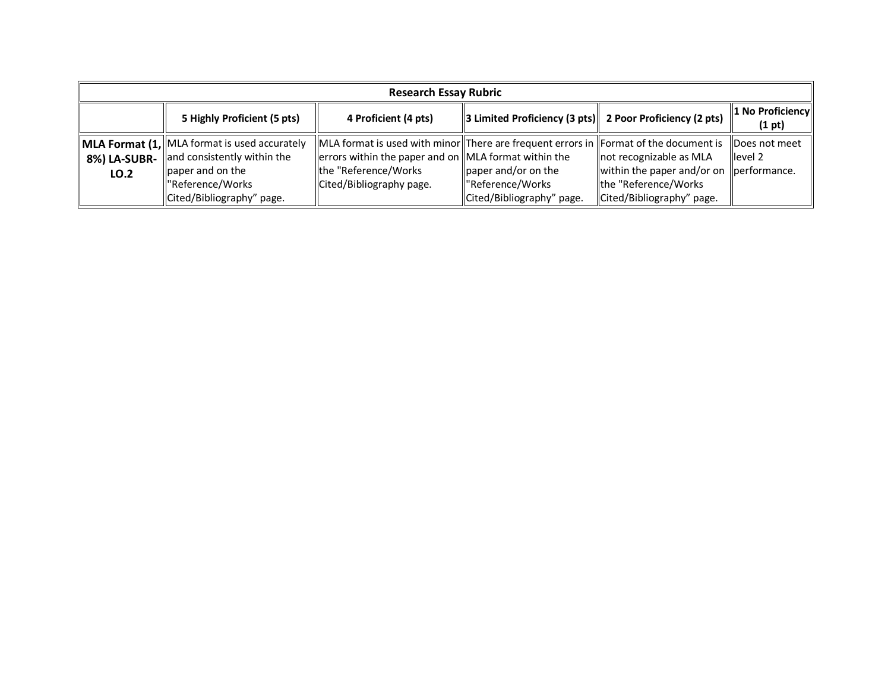| Research Essay Rubric | | | | | |
|---|---|---|---|---|---|
| | **5 Highly Proficient (5 pts)** | **4 Proficient (4 pts)** | **3 Limited Proficiency (3 pts)** | **2 Poor Proficiency (2 pts)** | **1 No Proficiency (1 pt)** |
| **MLA Format (1, 8%) LA-SUBR-LO.2** | MLA format is used accurately and consistently within the paper and on the "Reference/Works Cited/Bibliography" page. | MLA format is used with minor errors within the paper and on the "Reference/Works Cited/Bibliography page. | There are frequent errors in MLA format within the paper and/or on the "Reference/Works Cited/Bibliography" page. | Format of the document is not recognizable as MLA within the paper and/or on the "Reference/Works Cited/Bibliography" page. | Does not meet level 2 performance. |